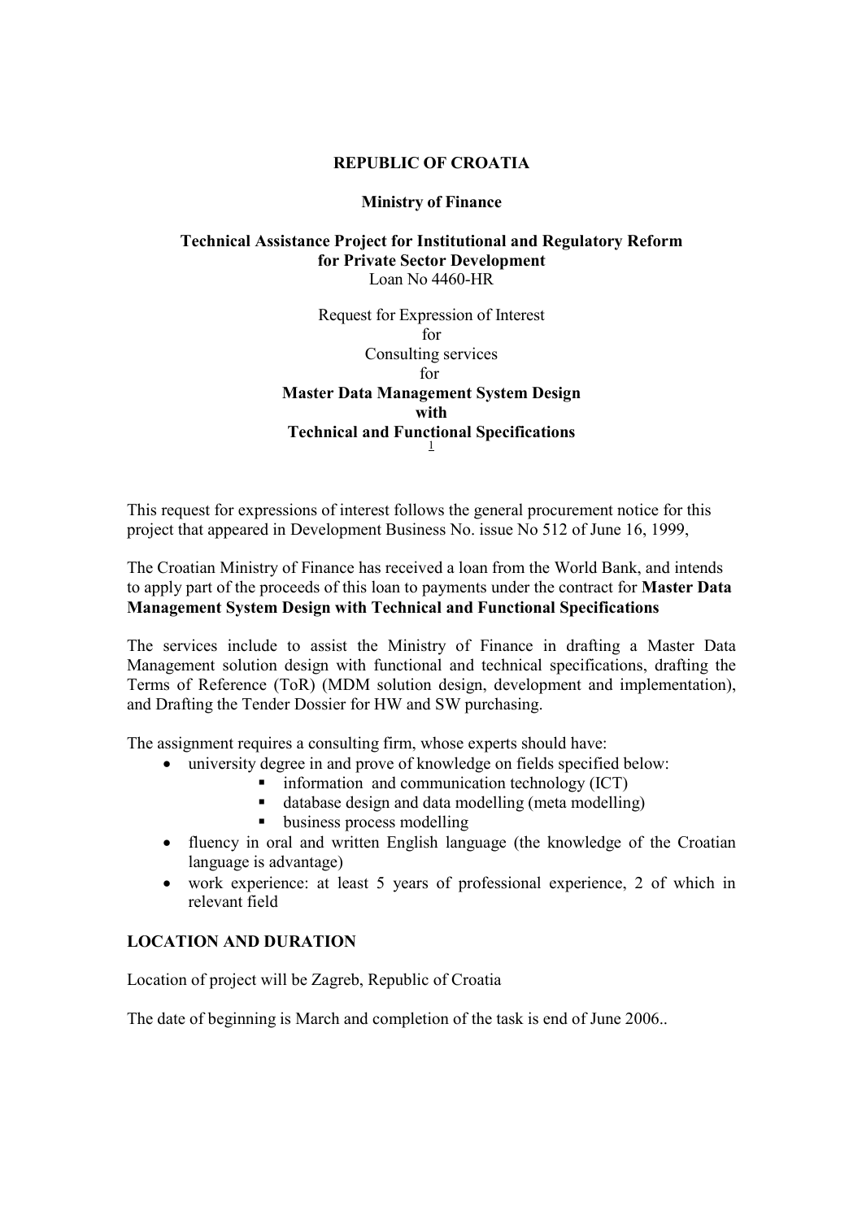**REPUBLIC OF CROATIA**

**Ministry of Finance**

**Technical Assistance Project for Institutional and Regulatory Reform for Private Sector Development**
Loan No 4460-HR

Request for Expression of Interest
for
Consulting services
for
**Master Data Management System Design with Technical and Functional Specifications**
[1]

This request for expressions of interest follows the general procurement notice for this project that appeared in Development Business No. issue No 512 of June 16, 1999,

The Croatian Ministry of Finance has received a loan from the World Bank, and intends to apply part of the proceeds of this loan to payments under the contract for **Master Data Management System Design with Technical and Functional Specifications**

The services include to assist the Ministry of Finance in drafting a Master Data Management solution design with functional and technical specifications, drafting the Terms of Reference (ToR) (MDM solution design, development and implementation), and Drafting the Tender Dossier for HW and SW purchasing.

The assignment requires a consulting firm, whose experts should have:

- university degree in and prove of knowledge on fields specified below:
    - information and communication technology (ICT)
    - database design and data modelling (meta modelling)
    - business process modelling
- fluency in oral and written English language (the knowledge of the Croatian language is advantage)
- work experience: at least 5 years of professional experience, 2 of which in relevant field

**LOCATION AND DURATION**

Location of project will be Zagreb, Republic of Croatia

The date of beginning is March and completion of the task is end of June 2006..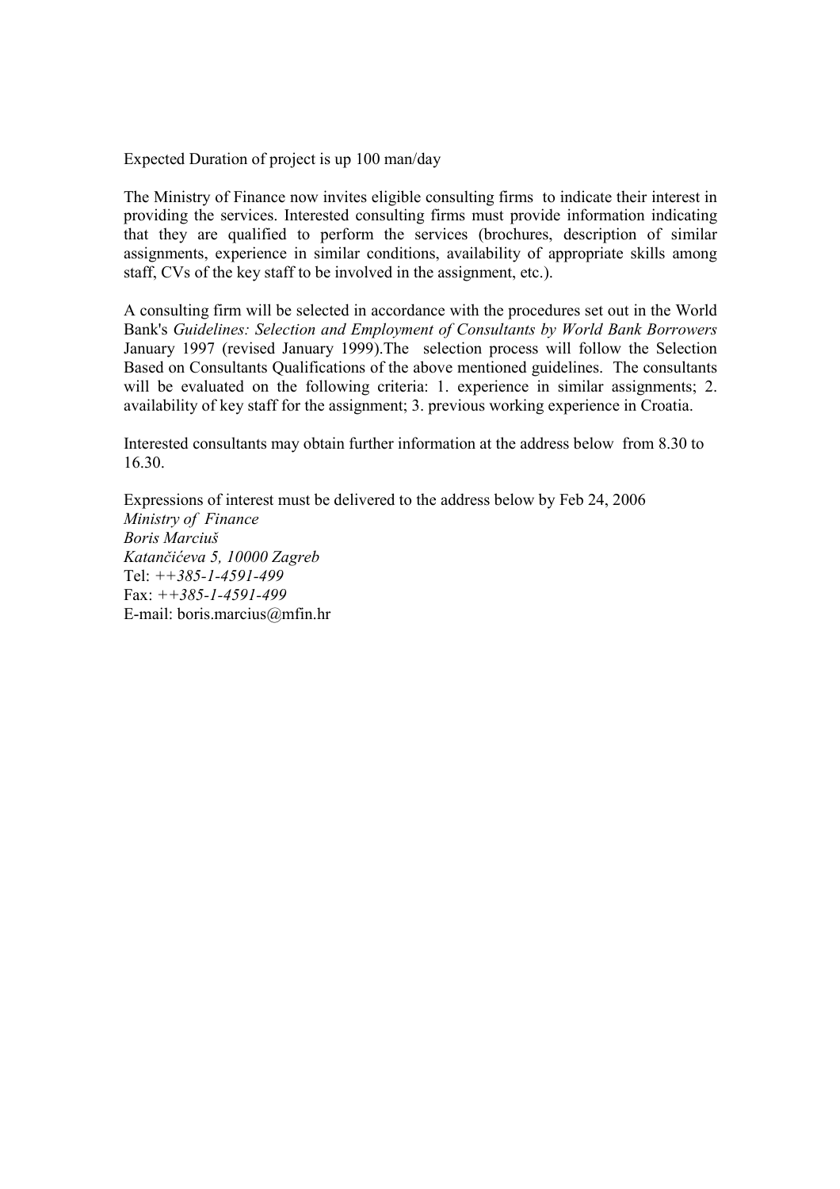Expected Duration of project is up 100 man/day

The Ministry of Finance now invites eligible consulting firms to indicate their interest in providing the services. Interested consulting firms must provide information indicating that they are qualified to perform the services (brochures, description of similar assignments, experience in similar conditions, availability of appropriate skills among staff, CVs of the key staff to be involved in the assignment, etc.).

A consulting firm will be selected in accordance with the procedures set out in the World Bank's *Guidelines: Selection and Employment of Consultants by World Bank Borrowers* January 1997 (revised January 1999).The selection process will follow the Selection Based on Consultants Qualifications of the above mentioned guidelines. The consultants will be evaluated on the following criteria: 1. experience in similar assignments; 2. availability of key staff for the assignment; 3. previous working experience in Croatia.

Interested consultants may obtain further information at the address below from 8.30 to 16.30.

Expressions of interest must be delivered to the address below by Feb 24, 2006
*Ministry of Finance*
*Boris Marciuš*
*Katančićeva 5, 10000 Zagreb*
Tel: *++385-1-4591-499*
Fax: *++385-1-4591-499*
E-mail: boris.marcius@mfin.hr